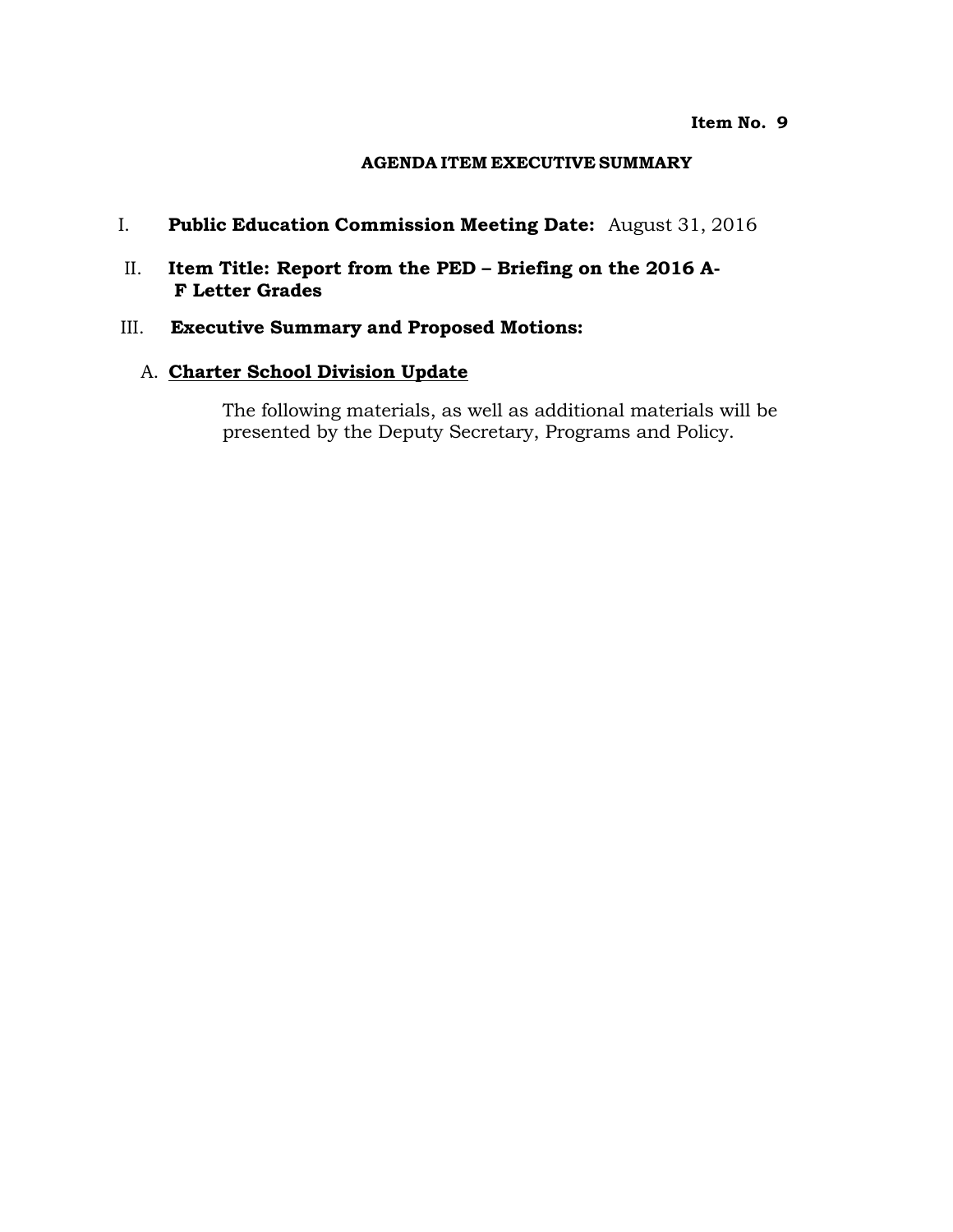**Item No. 9**

**AGENDA ITEM EXECUTIVE SUMMARY**

I. **Public Education Commission Meeting Date:** August 31, 2016

II. **Item Title: Report from the PED – Briefing on the 2016 A-F Letter Grades**

III. **Executive Summary and Proposed Motions:**

A. **<u>Charter School Division Update</u>**

The following materials, as well as additional materials will be presented by the Deputy Secretary, Programs and Policy.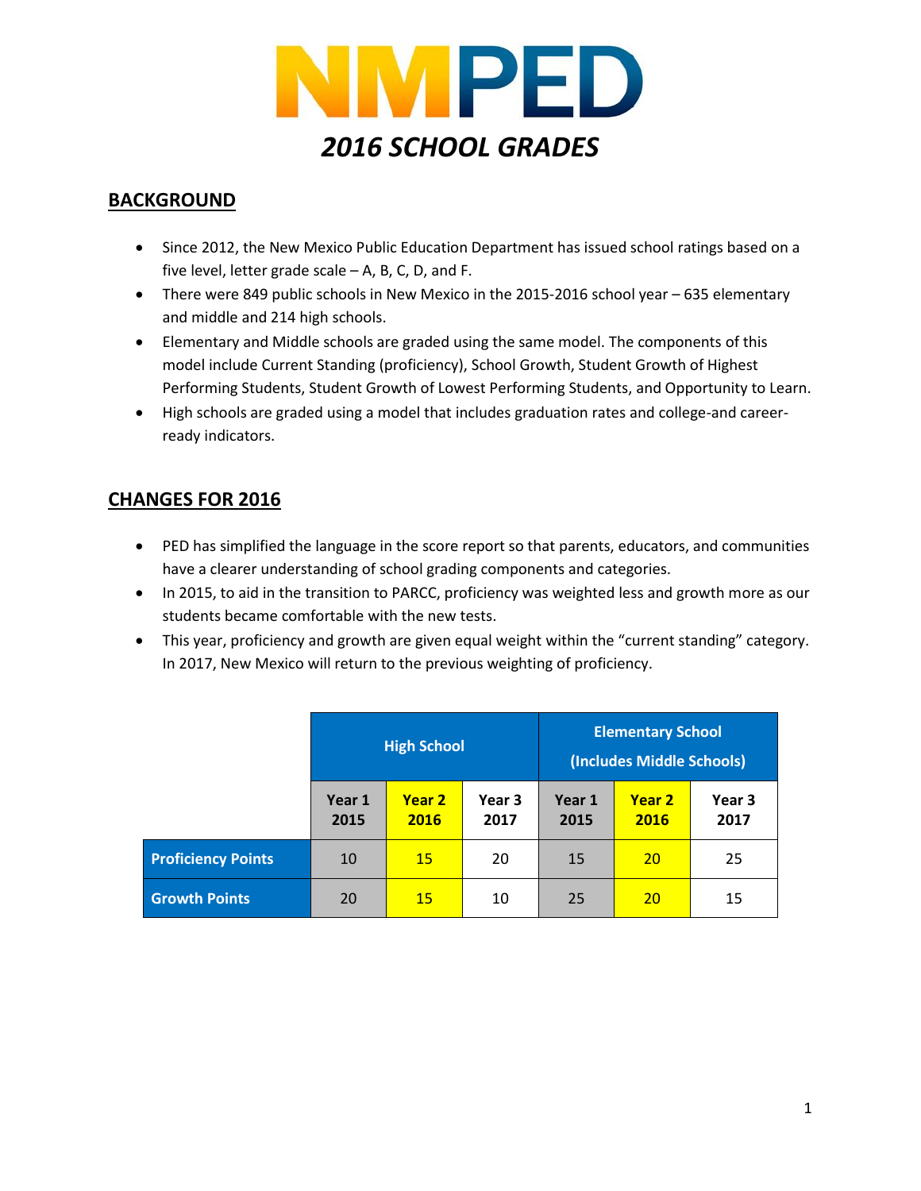# NMPED

## *2016 SCHOOL GRADES*

## BACKGROUND

- Since 2012, the New Mexico Public Education Department has issued school ratings based on a five level, letter grade scale – A, B, C, D, and F.
- There were 849 public schools in New Mexico in the 2015-2016 school year – 635 elementary and middle and 214 high schools.
- Elementary and Middle schools are graded using the same model. The components of this model include Current Standing (proficiency), School Growth, Student Growth of Highest Performing Students, Student Growth of Lowest Performing Students, and Opportunity to Learn.
- High schools are graded using a model that includes graduation rates and college-and career-ready indicators.

## CHANGES FOR 2016

- PED has simplified the language in the score report so that parents, educators, and communities have a clearer understanding of school grading components and categories.
- In 2015, to aid in the transition to PARCC, proficiency was weighted less and growth more as our students became comfortable with the new tests.
- This year, proficiency and growth are given equal weight within the "current standing" category. In 2017, New Mexico will return to the previous weighting of proficiency.

| | High School | | | Elementary School (Includes Middle Schools) | | |
|---|---|---|---|---|---|---|
| | **Year 1 2015** | **Year 2 2016** | **Year 3 2017** | **Year 1 2015** | **Year 2 2016** | **Year 3 2017** |
| **Proficiency Points** | 10 | 15 | 20 | 15 | 20 | 25 |
| **Growth Points** | 20 | 15 | 10 | 25 | 20 | 15 |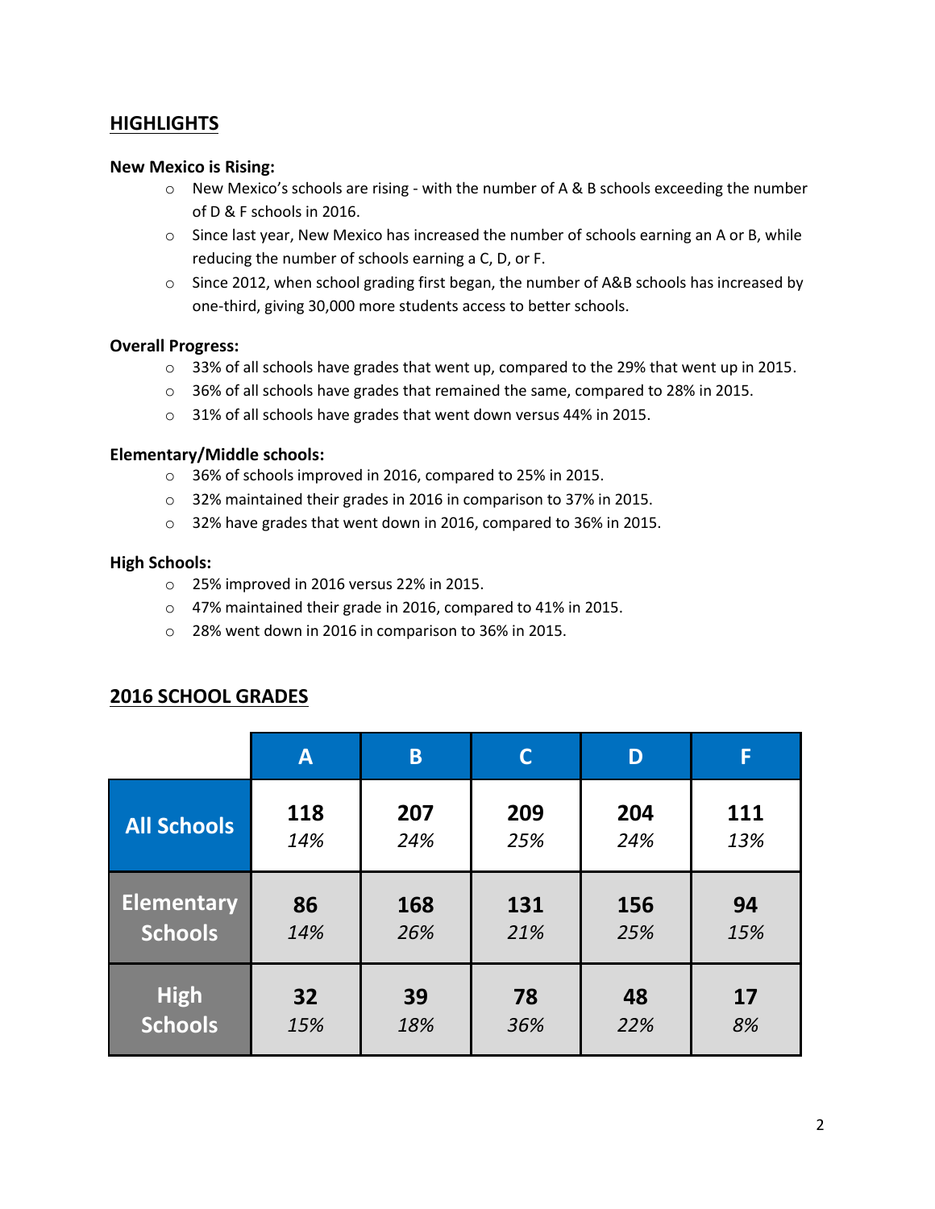## HIGHLIGHTS

**New Mexico is Rising:**

- New Mexico's schools are rising - with the number of A & B schools exceeding the number of D & F schools in 2016.
- Since last year, New Mexico has increased the number of schools earning an A or B, while reducing the number of schools earning a C, D, or F.
- Since 2012, when school grading first began, the number of A&B schools has increased by one-third, giving 30,000 more students access to better schools.

**Overall Progress:**

- 33% of all schools have grades that went up, compared to the 29% that went up in 2015.
- 36% of all schools have grades that remained the same, compared to 28% in 2015.
- 31% of all schools have grades that went down versus 44% in 2015.

**Elementary/Middle schools:**

- 36% of schools improved in 2016, compared to 25% in 2015.
- 32% maintained their grades in 2016 in comparison to 37% in 2015.
- 32% have grades that went down in 2016, compared to 36% in 2015.

**High Schools:**

- 25% improved in 2016 versus 22% in 2015.
- 47% maintained their grade in 2016, compared to 41% in 2015.
- 28% went down in 2016 in comparison to 36% in 2015.

## 2016 SCHOOL GRADES

| | A | B | C | D | F |
|---|---|---|---|---|---|
| **All Schools** | **118** *14%* | **207** *24%* | **209** *25%* | **204** *24%* | **111** *13%* |
| **Elementary Schools** | **86** *14%* | **168** *26%* | **131** *21%* | **156** *25%* | **94** *15%* |
| **High Schools** | **32** *15%* | **39** *18%* | **78** *36%* | **48** *22%* | **17** *8%* |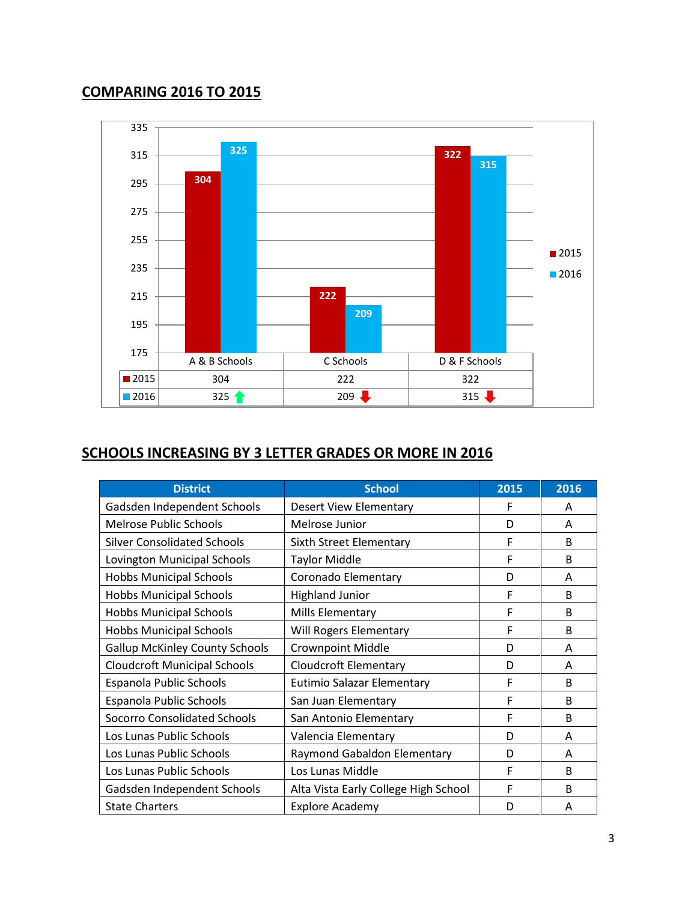## COMPARING 2016 TO 2015

| | A & B Schools | C Schools | D & F Schools |
|---|---|---|---|
| 2015 | 304 | 222 | 322 |
| 2016 | 325 ↑ | 209 ↓ | 315 ↓ |

## SCHOOLS INCREASING BY 3 LETTER GRADES OR MORE IN 2016

| District | School | 2015 | 2016 |
|---|---|---|---|
| Gadsden Independent Schools | Desert View Elementary | F | A |
| Melrose Public Schools | Melrose Junior | D | A |
| Silver Consolidated Schools | Sixth Street Elementary | F | B |
| Lovington Municipal Schools | Taylor Middle | F | B |
| Hobbs Municipal Schools | Coronado Elementary | D | A |
| Hobbs Municipal Schools | Highland Junior | F | B |
| Hobbs Municipal Schools | Mills Elementary | F | B |
| Hobbs Municipal Schools | Will Rogers Elementary | F | B |
| Gallup McKinley County Schools | Crownpoint Middle | D | A |
| Cloudcroft Municipal Schools | Cloudcroft Elementary | D | A |
| Espanola Public Schools | Eutimio Salazar Elementary | F | B |
| Espanola Public Schools | San Juan Elementary | F | B |
| Socorro Consolidated Schools | San Antonio Elementary | F | B |
| Los Lunas Public Schools | Valencia Elementary | D | A |
| Los Lunas Public Schools | Raymond Gabaldon Elementary | D | A |
| Los Lunas Public Schools | Los Lunas Middle | F | B |
| Gadsden Independent Schools | Alta Vista Early College High School | F | B |
| State Charters | Explore Academy | D | A |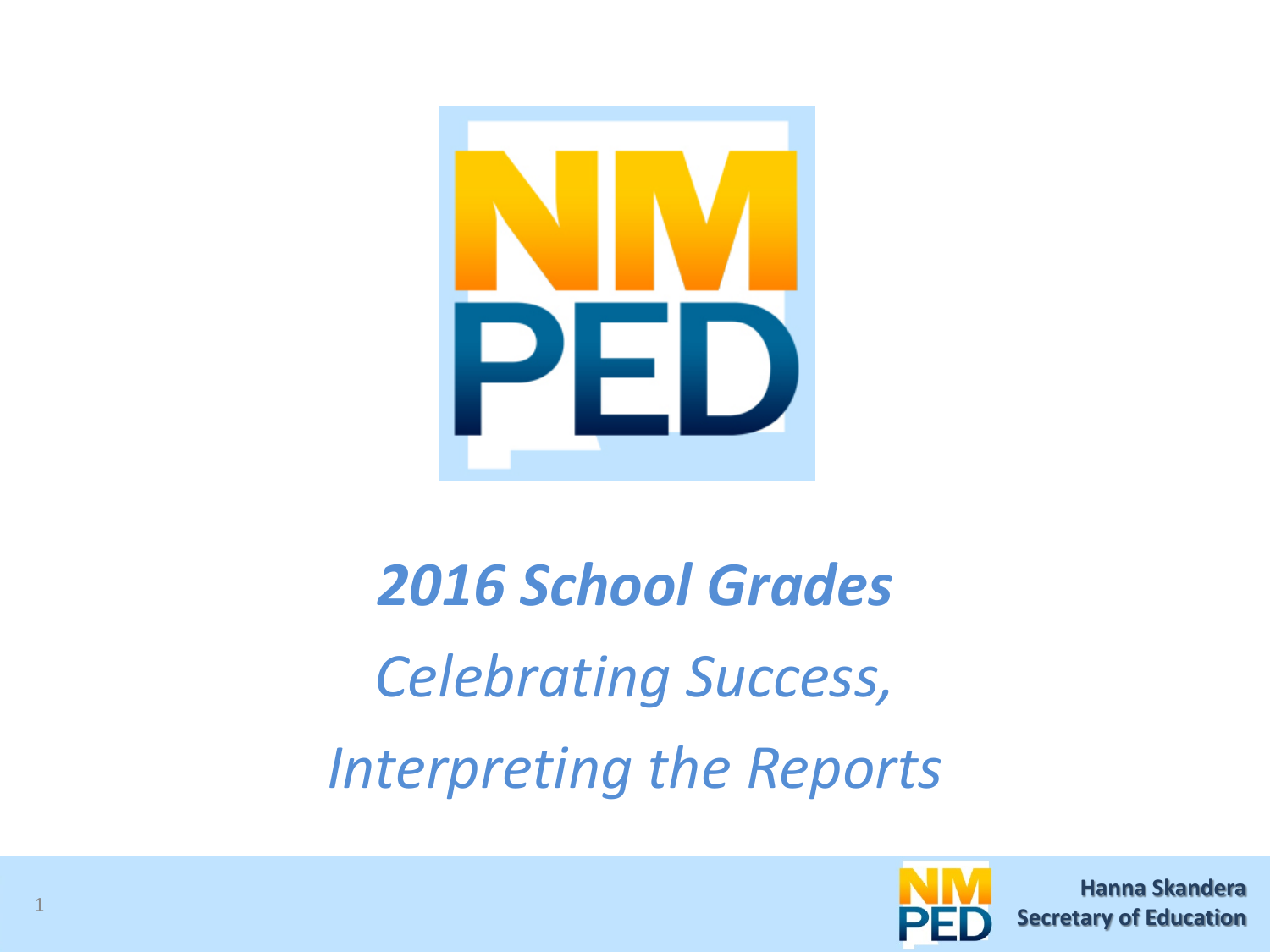# 2016 School Grades

*Celebrating Success,*

*Interpreting the Reports*

**Hanna Skandera**
**Secretary of Education**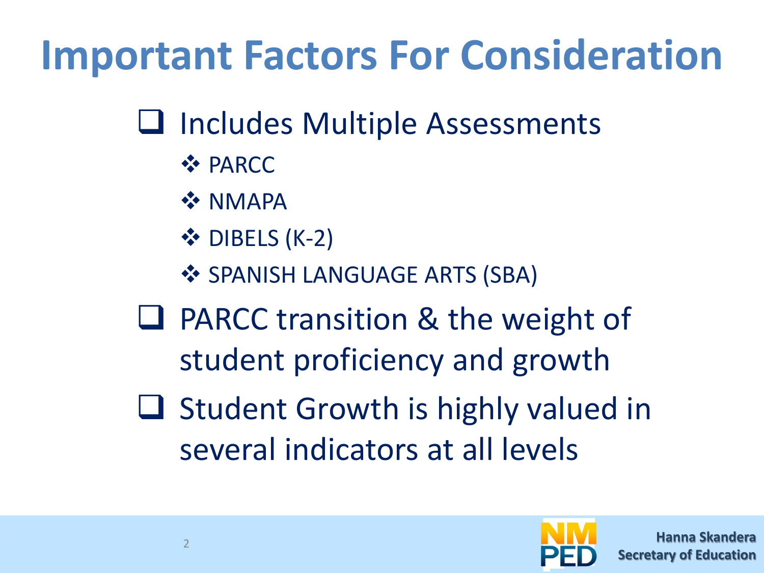# Important Factors For Consideration

- Includes Multiple Assessments
  - PARCC
  - NMAPA
  - DIBELS (K-2)
  - SPANISH LANGUAGE ARTS (SBA)
- PARCC transition & the weight of student proficiency and growth
- Student Growth is highly valued in several indicators at all levels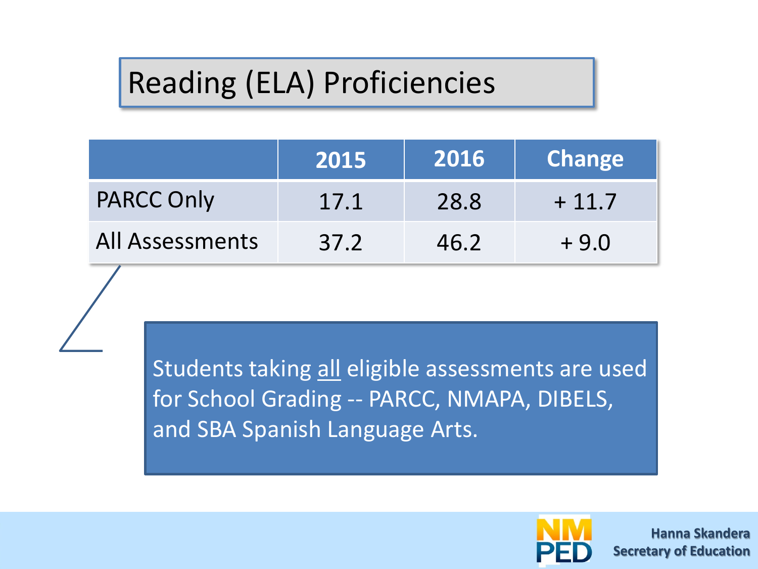# Reading (ELA) Proficiencies

| | 2015 | 2016 | Change |
|---|---|---|---|
| PARCC Only | 17.1 | 28.8 | + 11.7 |
| All Assessments | 37.2 | 46.2 | + 9.0 |

Students taking all eligible assessments are used for School Grading -- PARCC, NMAPA, DIBELS, and SBA Spanish Language Arts.

NM PED

Hanna Skandera
Secretary of Education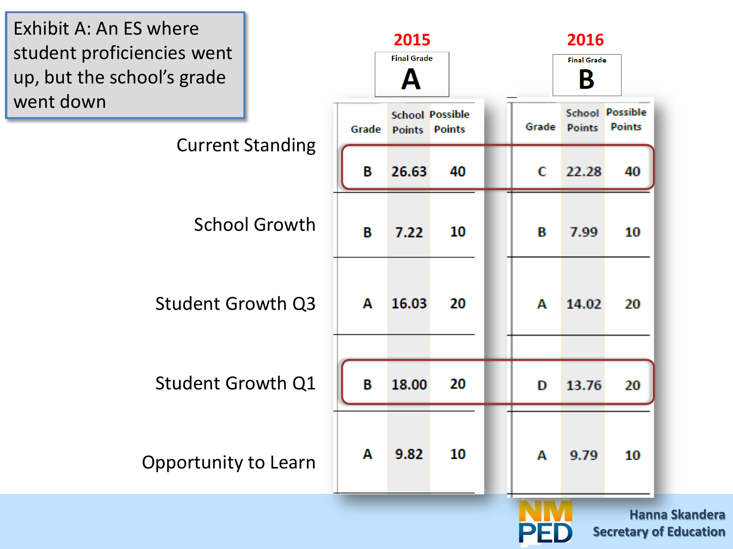Exhibit A: An ES where student proficiencies went up, but the school's grade went down

| | 2015 Final Grade: A | | | 2016 Final Grade: B | | |
|---|---|---|---|---|---|---|
| | Grade | School Points | Possible Points | Grade | School Points | Possible Points |
| Current Standing | B | 26.63 | 40 | C | 22.28 | 40 |
| School Growth | B | 7.22 | 10 | B | 7.99 | 10 |
| Student Growth Q3 | A | 16.03 | 20 | A | 14.02 | 20 |
| Student Growth Q1 | B | 18.00 | 20 | D | 13.76 | 20 |
| Opportunity to Learn | A | 9.82 | 10 | A | 9.79 | 10 |

NM PED

Hanna Skandera
Secretary of Education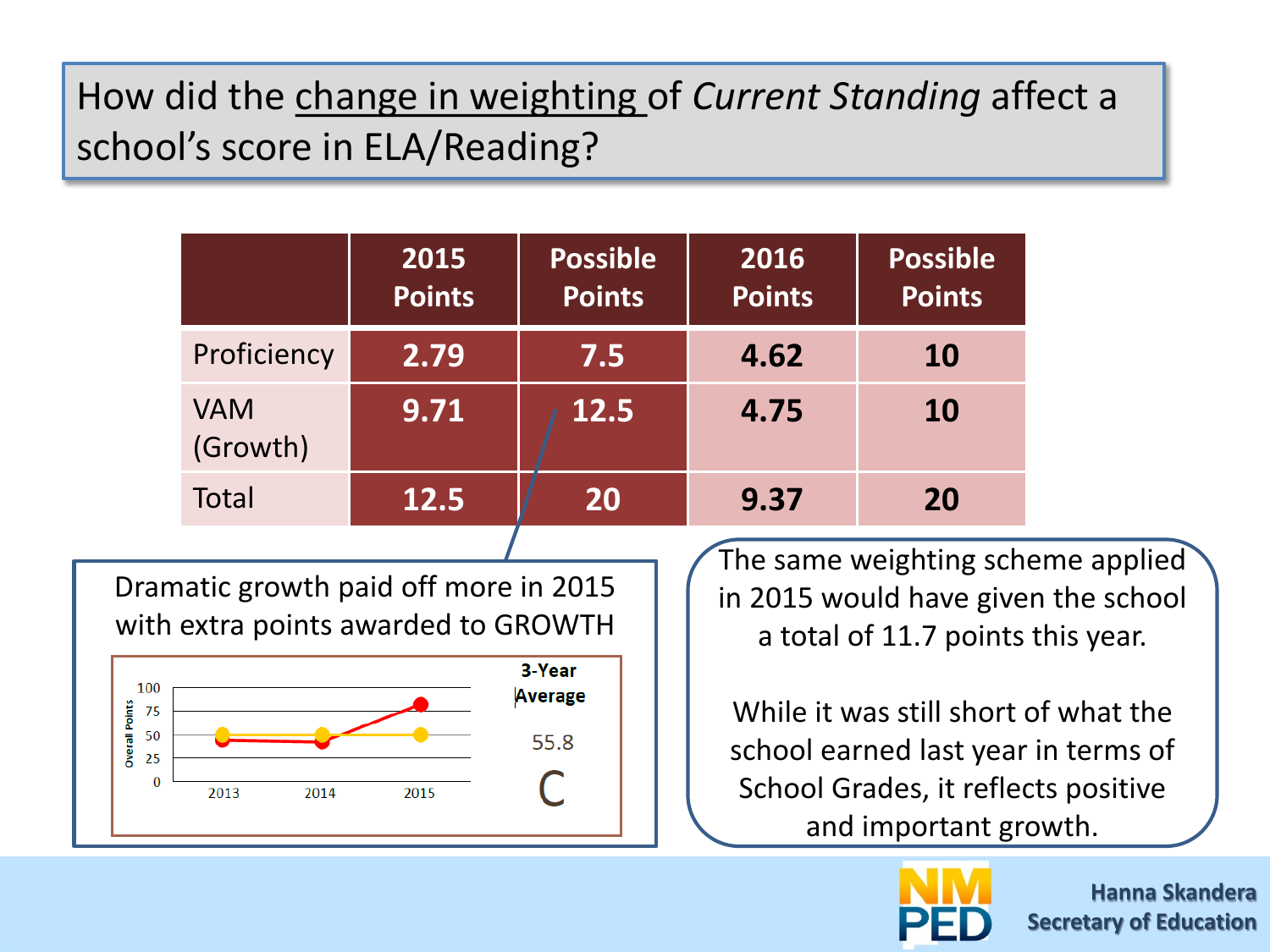## How did the <u>change in weighting</u> of *Current Standing* affect a school's score in ELA/Reading?

| | 2015 Points | Possible Points | 2016 Points | Possible Points |
|---|---|---|---|---|
| Proficiency | 2.79 | 7.5 | 4.62 | 10 |
| VAM (Growth) | 9.71 | 12.5 | 4.75 | 10 |
| Total | 12.5 | 20 | 9.37 | 20 |

Dramatic growth paid off more in 2015 with extra points awarded to GROWTH

3-Year Average

55.8

C

The same weighting scheme applied in 2015 would have given the school a total of 11.7 points this year.

While it was still short of what the school earned last year in terms of School Grades, it reflects positive and important growth.

NM PED

Hanna Skandera
Secretary of Education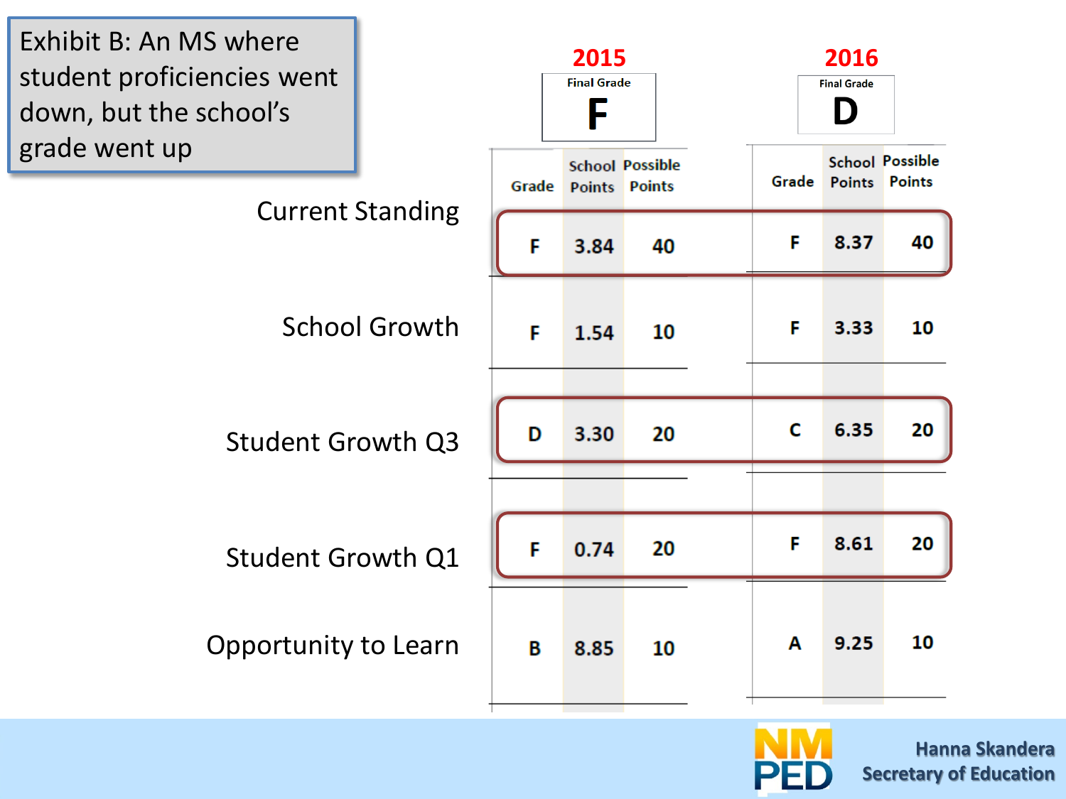Exhibit B: An MS where student proficiencies went down, but the school's grade went up

| | 2015 Final Grade: F | | | 2016 Final Grade: D | | |
|---|---|---|---|---|---|---|
| | Grade | School Points | Possible Points | Grade | School Points | Possible Points |
| Current Standing | F | 3.84 | 40 | F | 8.37 | 40 |
| School Growth | F | 1.54 | 10 | F | 3.33 | 10 |
| Student Growth Q3 | D | 3.30 | 20 | C | 6.35 | 20 |
| Student Growth Q1 | F | 0.74 | 20 | F | 8.61 | 20 |
| Opportunity to Learn | B | 8.85 | 10 | A | 9.25 | 10 |

NM PED

Hanna Skandera
Secretary of Education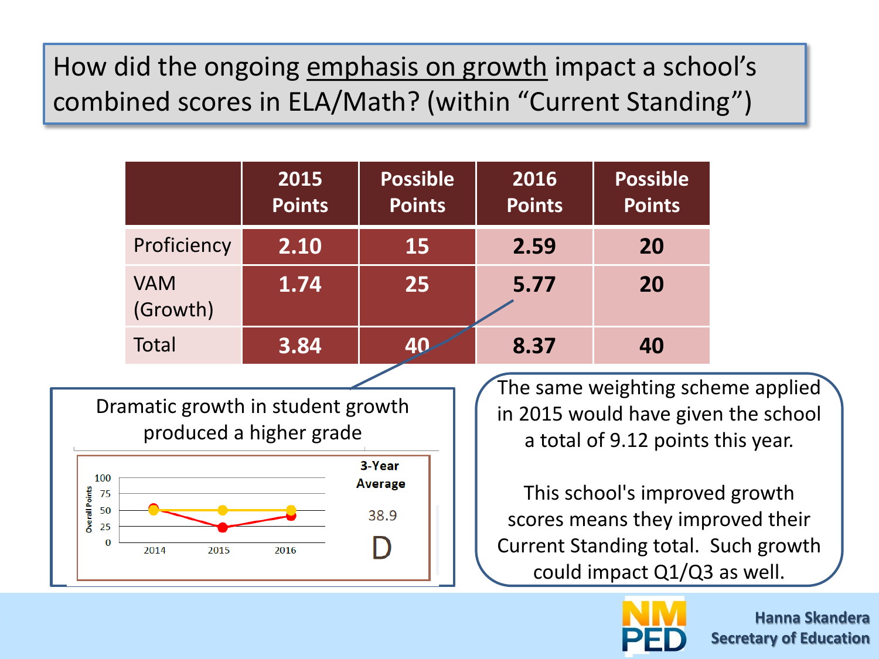## How did the ongoing emphasis on growth impact a school's combined scores in ELA/Math? (within "Current Standing")

| | 2015 Points | Possible Points | 2016 Points | Possible Points |
|---|---|---|---|---|
| Proficiency | 2.10 | 15 | 2.59 | 20 |
| VAM (Growth) | 1.74 | 25 | 5.77 | 20 |
| Total | 3.84 | 40 | 8.37 | 40 |

Dramatic growth in student growth produced a higher grade

3-Year Average

38.9

D

The same weighting scheme applied in 2015 would have given the school a total of 9.12 points this year.

This school's improved growth scores means they improved their Current Standing total. Such growth could impact Q1/Q3 as well.

Hanna Skandera
Secretary of Education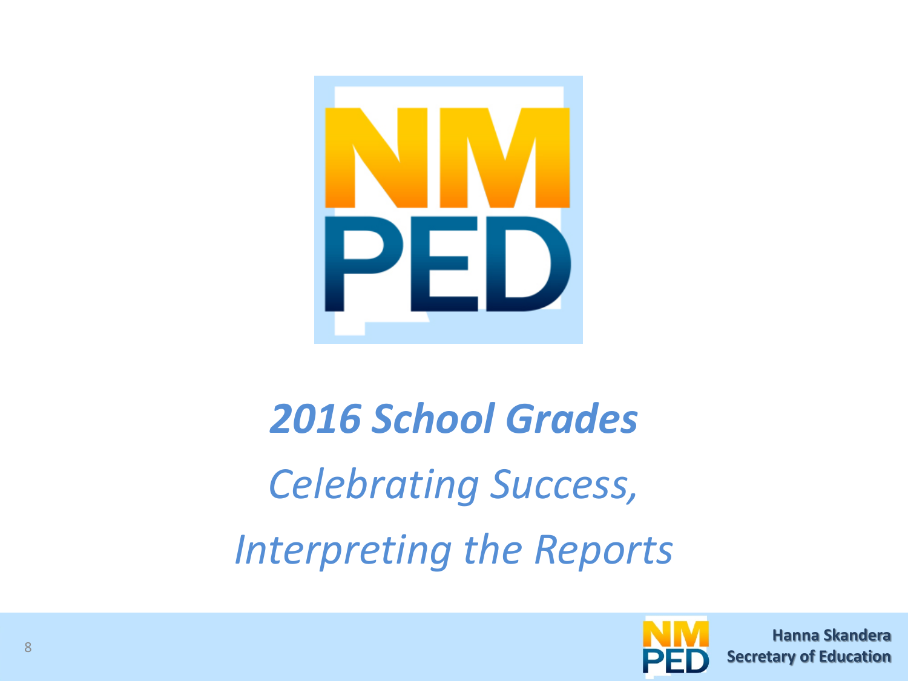***2016 School Grades***

*Celebrating Success,*

*Interpreting the Reports*

**Hanna Skandera**
**Secretary of Education**